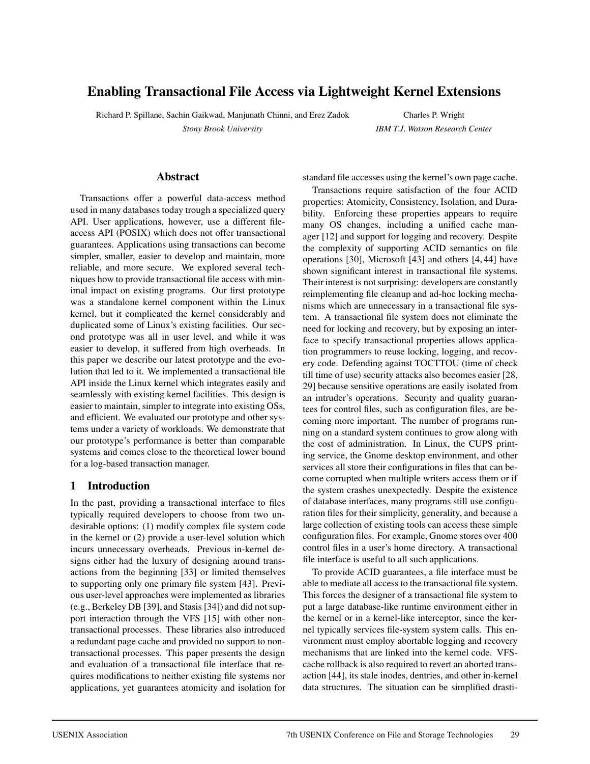# Enabling Transactional File Access via Lightweight Kernel Extensions

Richard P. Spillane, Sachin Gaikwad, Manjunath Chinni, and Erez Zadok
*Stony Brook University*

Charles P. Wright
*IBM T.J. Watson Research Center*

## Abstract

Transactions offer a powerful data-access method used in many databases today trough a specialized query API. User applications, however, use a different file-access API (POSIX) which does not offer transactional guarantees. Applications using transactions can become simpler, smaller, easier to develop and maintain, more reliable, and more secure. We explored several techniques how to provide transactional file access with minimal impact on existing programs. Our first prototype was a standalone kernel component within the Linux kernel, but it complicated the kernel considerably and duplicated some of Linux's existing facilities. Our second prototype was all in user level, and while it was easier to develop, it suffered from high overheads. In this paper we describe our latest prototype and the evolution that led to it. We implemented a transactional file API inside the Linux kernel which integrates easily and seamlessly with existing kernel facilities. This design is easier to maintain, simpler to integrate into existing OSs, and efficient. We evaluated our prototype and other systems under a variety of workloads. We demonstrate that our prototype's performance is better than comparable systems and comes close to the theoretical lower bound for a log-based transaction manager.

## 1 Introduction

In the past, providing a transactional interface to files typically required developers to choose from two undesirable options: (1) modify complex file system code in the kernel or (2) provide a user-level solution which incurs unnecessary overheads. Previous in-kernel designs either had the luxury of designing around transactions from the beginning [33] or limited themselves to supporting only one primary file system [43]. Previous user-level approaches were implemented as libraries (e.g., Berkeley DB [39], and Stasis [34]) and did not support interaction through the VFS [15] with other non-transactional processes. These libraries also introduced a redundant page cache and provided no support to non-transactional processes. This paper presents the design and evaluation of a transactional file interface that requires modifications to neither existing file systems nor applications, yet guarantees atomicity and isolation for standard file accesses using the kernel's own page cache.

Transactions require satisfaction of the four ACID properties: Atomicity, Consistency, Isolation, and Durability. Enforcing these properties appears to require many OS changes, including a unified cache manager [12] and support for logging and recovery. Despite the complexity of supporting ACID semantics on file operations [30], Microsoft [43] and others [4, 44] have shown significant interest in transactional file systems. Their interest is not surprising: developers are constantly reimplementing file cleanup and ad-hoc locking mechanisms which are unnecessary in a transactional file system. A transactional file system does not eliminate the need for locking and recovery, but by exposing an interface to specify transactional properties allows application programmers to reuse locking, logging, and recovery code. Defending against TOCTTOU (time of check till time of use) security attacks also becomes easier [28, 29] because sensitive operations are easily isolated from an intruder's operations. Security and quality guarantees for control files, such as configuration files, are becoming more important. The number of programs running on a standard system continues to grow along with the cost of administration. In Linux, the CUPS printing service, the Gnome desktop environment, and other services all store their configurations in files that can become corrupted when multiple writers access them or if the system crashes unexpectedly. Despite the existence of database interfaces, many programs still use configuration files for their simplicity, generality, and because a large collection of existing tools can access these simple configuration files. For example, Gnome stores over 400 control files in a user's home directory. A transactional file interface is useful to all such applications.

To provide ACID guarantees, a file interface must be able to mediate all access to the transactional file system. This forces the designer of a transactional file system to put a large database-like runtime environment either in the kernel or in a kernel-like interceptor, since the kernel typically services file-system system calls. This environment must employ abortable logging and recovery mechanisms that are linked into the kernel code. VFS-cache rollback is also required to revert an aborted transaction [44], its stale inodes, dentries, and other in-kernel data structures. The situation can be simplified drasti-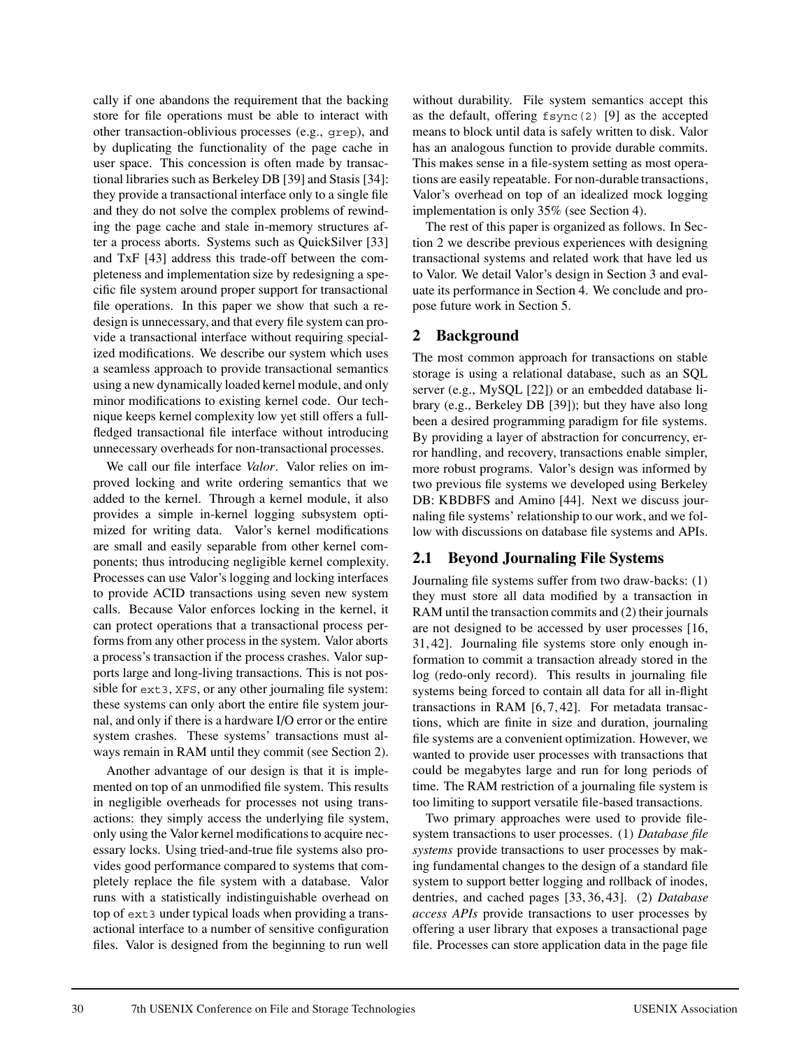cally if one abandons the requirement that the backing store for file operations must be able to interact with other transaction-oblivious processes (e.g., grep), and by duplicating the functionality of the page cache in user space. This concession is often made by transactional libraries such as Berkeley DB [39] and Stasis [34]: they provide a transactional interface only to a single file and they do not solve the complex problems of rewinding the page cache and stale in-memory structures after a process aborts. Systems such as QuickSilver [33] and TxF [43] address this trade-off between the completeness and implementation size by redesigning a specific file system around proper support for transactional file operations. In this paper we show that such a redesign is unnecessary, and that every file system can provide a transactional interface without requiring specialized modifications. We describe our system which uses a seamless approach to provide transactional semantics using a new dynamically loaded kernel module, and only minor modifications to existing kernel code. Our technique keeps kernel complexity low yet still offers a full-fledged transactional file interface without introducing unnecessary overheads for non-transactional processes.

We call our file interface *Valor*. Valor relies on improved locking and write ordering semantics that we added to the kernel. Through a kernel module, it also provides a simple in-kernel logging subsystem optimized for writing data. Valor's kernel modifications are small and easily separable from other kernel components; thus introducing negligible kernel complexity. Processes can use Valor's logging and locking interfaces to provide ACID transactions using seven new system calls. Because Valor enforces locking in the kernel, it can protect operations that a transactional process performs from any other process in the system. Valor aborts a process's transaction if the process crashes. Valor supports large and long-living transactions. This is not possible for ext3, XFS, or any other journaling file system: these systems can only abort the entire file system journal, and only if there is a hardware I/O error or the entire system crashes. These systems' transactions must always remain in RAM until they commit (see Section 2).

Another advantage of our design is that it is implemented on top of an unmodified file system. This results in negligible overheads for processes not using transactions: they simply access the underlying file system, only using the Valor kernel modifications to acquire necessary locks. Using tried-and-true file systems also provides good performance compared to systems that completely replace the file system with a database. Valor runs with a statistically indistinguishable overhead on top of ext3 under typical loads when providing a transactional interface to a number of sensitive configuration files. Valor is designed from the beginning to run well without durability. File system semantics accept this as the default, offering fsync(2) [9] as the accepted means to block until data is safely written to disk. Valor has an analogous function to provide durable commits. This makes sense in a file-system setting as most operations are easily repeatable. For non-durable transactions, Valor's overhead on top of an idealized mock logging implementation is only 35% (see Section 4).

The rest of this paper is organized as follows. In Section 2 we describe previous experiences with designing transactional systems and related work that have led us to Valor. We detail Valor's design in Section 3 and evaluate its performance in Section 4. We conclude and propose future work in Section 5.

## 2 Background

The most common approach for transactions on stable storage is using a relational database, such as an SQL server (e.g., MySQL [22]) or an embedded database library (e.g., Berkeley DB [39]); but they have also long been a desired programming paradigm for file systems. By providing a layer of abstraction for concurrency, error handling, and recovery, transactions enable simpler, more robust programs. Valor's design was informed by two previous file systems we developed using Berkeley DB: KBDBFS and Amino [44]. Next we discuss journaling file systems' relationship to our work, and we follow with discussions on database file systems and APIs.

### 2.1 Beyond Journaling File Systems

Journaling file systems suffer from two draw-backs: (1) they must store all data modified by a transaction in RAM until the transaction commits and (2) their journals are not designed to be accessed by user processes [16, 31, 42]. Journaling file systems store only enough information to commit a transaction already stored in the log (redo-only record). This results in journaling file systems being forced to contain all data for all in-flight transactions in RAM [6, 7, 42]. For metadata transactions, which are finite in size and duration, journaling file systems are a convenient optimization. However, we wanted to provide user processes with transactions that could be megabytes large and run for long periods of time. The RAM restriction of a journaling file system is too limiting to support versatile file-based transactions.

Two primary approaches were used to provide file-system transactions to user processes. (1) *Database file systems* provide transactions to user processes by making fundamental changes to the design of a standard file system to support better logging and rollback of inodes, dentries, and cached pages [33, 36, 43]. (2) *Database access APIs* provide transactions to user processes by offering a user library that exposes a transactional page file. Processes can store application data in the page file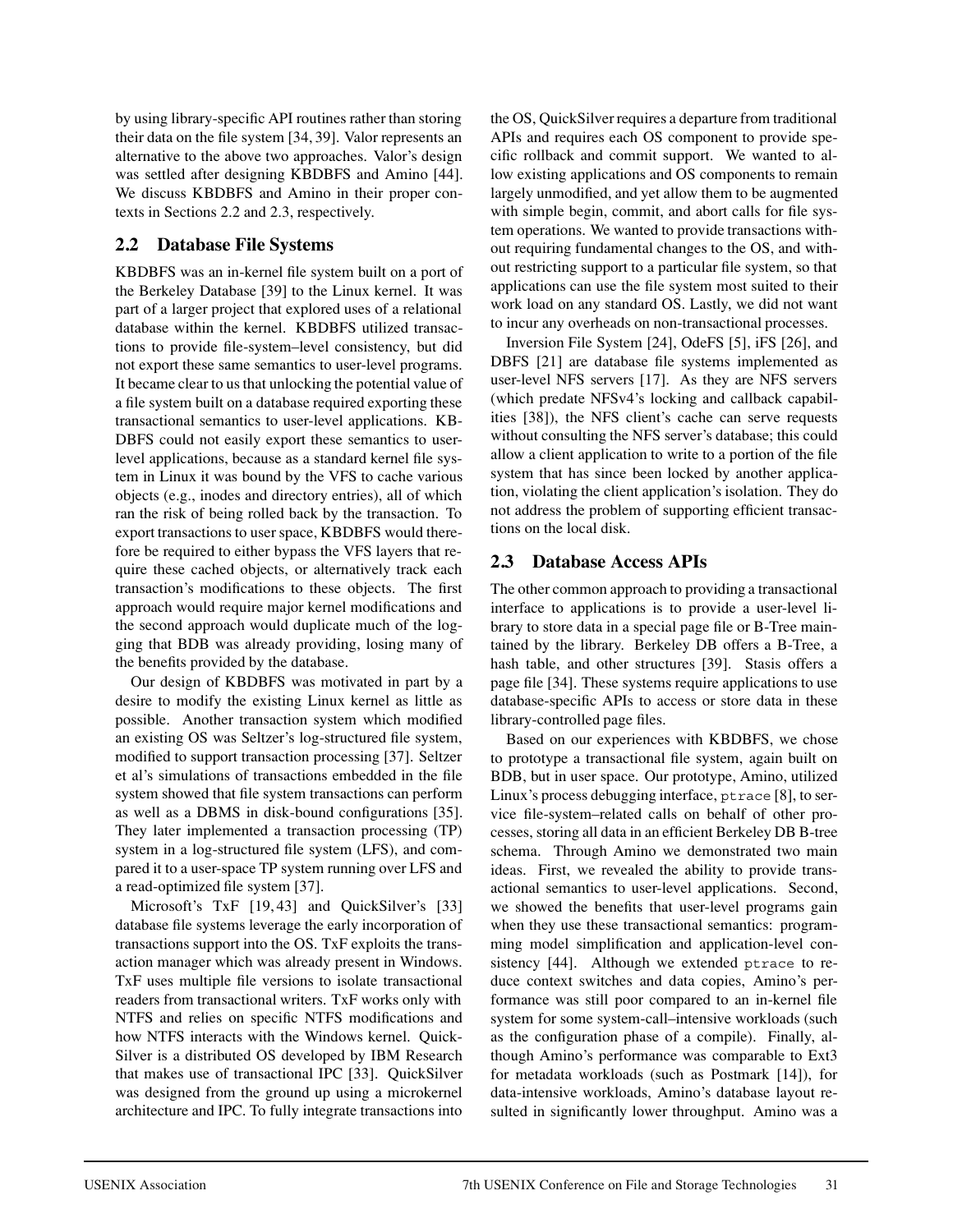by using library-specific API routines rather than storing their data on the file system [34, 39]. Valor represents an alternative to the above two approaches. Valor's design was settled after designing KBDBFS and Amino [44]. We discuss KBDBFS and Amino in their proper contexts in Sections 2.2 and 2.3, respectively.

## 2.2 Database File Systems

KBDBFS was an in-kernel file system built on a port of the Berkeley Database [39] to the Linux kernel. It was part of a larger project that explored uses of a relational database within the kernel. KBDBFS utilized transactions to provide file-system–level consistency, but did not export these same semantics to user-level programs. It became clear to us that unlocking the potential value of a file system built on a database required exporting these transactional semantics to user-level applications. KBDBFS could not easily export these semantics to user-level applications, because as a standard kernel file system in Linux it was bound by the VFS to cache various objects (e.g., inodes and directory entries), all of which ran the risk of being rolled back by the transaction. To export transactions to user space, KBDBFS would therefore be required to either bypass the VFS layers that require these cached objects, or alternatively track each transaction's modifications to these objects. The first approach would require major kernel modifications and the second approach would duplicate much of the logging that BDB was already providing, losing many of the benefits provided by the database.

Our design of KBDBFS was motivated in part by a desire to modify the existing Linux kernel as little as possible. Another transaction system which modified an existing OS was Seltzer's log-structured file system, modified to support transaction processing [37]. Seltzer et al's simulations of transactions embedded in the file system showed that file system transactions can perform as well as a DBMS in disk-bound configurations [35]. They later implemented a transaction processing (TP) system in a log-structured file system (LFS), and compared it to a user-space TP system running over LFS and a read-optimized file system [37].

Microsoft's TxF [19, 43] and QuickSilver's [33] database file systems leverage the early incorporation of transactions support into the OS. TxF exploits the transaction manager which was already present in Windows. TxF uses multiple file versions to isolate transactional readers from transactional writers. TxF works only with NTFS and relies on specific NTFS modifications and how NTFS interacts with the Windows kernel. QuickSilver is a distributed OS developed by IBM Research that makes use of transactional IPC [33]. QuickSilver was designed from the ground up using a microkernel architecture and IPC. To fully integrate transactions into the OS, QuickSilver requires a departure from traditional APIs and requires each OS component to provide specific rollback and commit support. We wanted to allow existing applications and OS components to remain largely unmodified, and yet allow them to be augmented with simple begin, commit, and abort calls for file system operations. We wanted to provide transactions without requiring fundamental changes to the OS, and without restricting support to a particular file system, so that applications can use the file system most suited to their work load on any standard OS. Lastly, we did not want to incur any overheads on non-transactional processes.

Inversion File System [24], OdeFS [5], iFS [26], and DBFS [21] are database file systems implemented as user-level NFS servers [17]. As they are NFS servers (which predate NFSv4's locking and callback capabilities [38]), the NFS client's cache can serve requests without consulting the NFS server's database; this could allow a client application to write to a portion of the file system that has since been locked by another application, violating the client application's isolation. They do not address the problem of supporting efficient transactions on the local disk.

## 2.3 Database Access APIs

The other common approach to providing a transactional interface to applications is to provide a user-level library to store data in a special page file or B-Tree maintained by the library. Berkeley DB offers a B-Tree, a hash table, and other structures [39]. Stasis offers a page file [34]. These systems require applications to use database-specific APIs to access or store data in these library-controlled page files.

Based on our experiences with KBDBFS, we chose to prototype a transactional file system, again built on BDB, but in user space. Our prototype, Amino, utilized Linux's process debugging interface, `ptrace` [8], to service file-system–related calls on behalf of other processes, storing all data in an efficient Berkeley DB B-tree schema. Through Amino we demonstrated two main ideas. First, we revealed the ability to provide transactional semantics to user-level applications. Second, we showed the benefits that user-level programs gain when they use these transactional semantics: programming model simplification and application-level consistency [44]. Although we extended `ptrace` to reduce context switches and data copies, Amino's performance was still poor compared to an in-kernel file system for some system-call–intensive workloads (such as the configuration phase of a compile). Finally, although Amino's performance was comparable to Ext3 for metadata workloads (such as Postmark [14]), for data-intensive workloads, Amino's database layout resulted in significantly lower throughput. Amino was a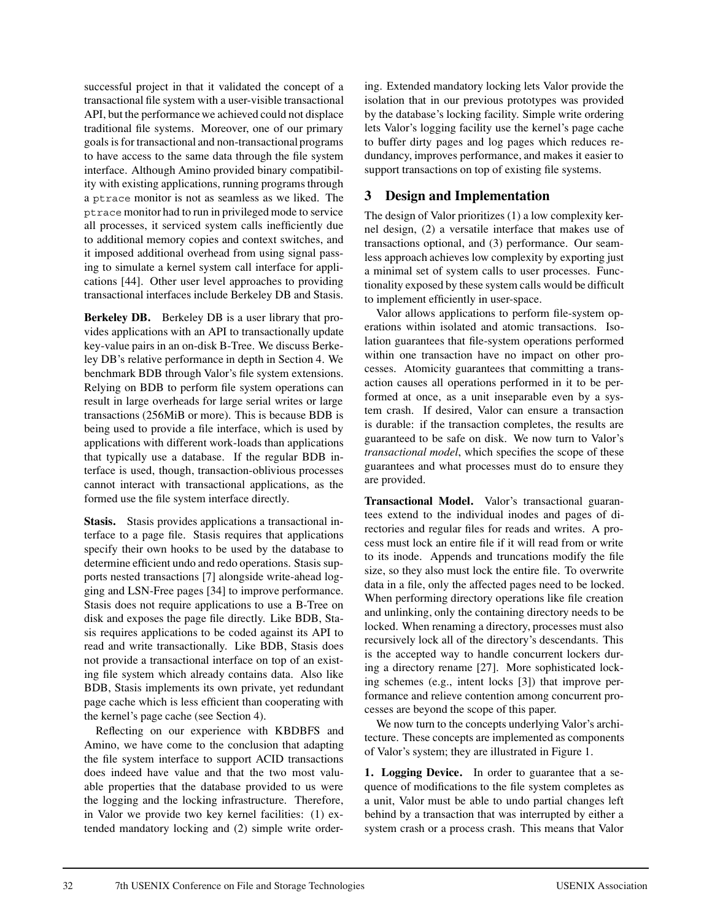successful project in that it validated the concept of a transactional file system with a user-visible transactional API, but the performance we achieved could not displace traditional file systems. Moreover, one of our primary goals is for transactional and non-transactional programs to have access to the same data through the file system interface. Although Amino provided binary compatibility with existing applications, running programs through a `ptrace` monitor is not as seamless as we liked. The `ptrace` monitor had to run in privileged mode to service all processes, it serviced system calls inefficiently due to additional memory copies and context switches, and it imposed additional overhead from using signal passing to simulate a kernel system call interface for applications [44]. Other user level approaches to providing transactional interfaces include Berkeley DB and Stasis.

**Berkeley DB.** Berkeley DB is a user library that provides applications with an API to transactionally update key-value pairs in an on-disk B-Tree. We discuss Berkeley DB's relative performance in depth in Section 4. We benchmark BDB through Valor's file system extensions. Relying on BDB to perform file system operations can result in large overheads for large serial writes or large transactions (256MiB or more). This is because BDB is being used to provide a file interface, which is used by applications with different work-loads than applications that typically use a database. If the regular BDB interface is used, though, transaction-oblivious processes cannot interact with transactional applications, as the formed use the file system interface directly.

**Stasis.** Stasis provides applications a transactional interface to a page file. Stasis requires that applications specify their own hooks to be used by the database to determine efficient undo and redo operations. Stasis supports nested transactions [7] alongside write-ahead logging and LSN-Free pages [34] to improve performance. Stasis does not require applications to use a B-Tree on disk and exposes the page file directly. Like BDB, Stasis requires applications to be coded against its API to read and write transactionally. Like BDB, Stasis does not provide a transactional interface on top of an existing file system which already contains data. Also like BDB, Stasis implements its own private, yet redundant page cache which is less efficient than cooperating with the kernel's page cache (see Section 4).

Reflecting on our experience with KBDBFS and Amino, we have come to the conclusion that adapting the file system interface to support ACID transactions does indeed have value and that the two most valuable properties that the database provided to us were the logging and the locking infrastructure. Therefore, in Valor we provide two key kernel facilities: (1) extended mandatory locking and (2) simple write ordering. Extended mandatory locking lets Valor provide the isolation that in our previous prototypes was provided by the database's locking facility. Simple write ordering lets Valor's logging facility use the kernel's page cache to buffer dirty pages and log pages which reduces redundancy, improves performance, and makes it easier to support transactions on top of existing file systems.

## 3 Design and Implementation

The design of Valor prioritizes (1) a low complexity kernel design, (2) a versatile interface that makes use of transactions optional, and (3) performance. Our seamless approach achieves low complexity by exporting just a minimal set of system calls to user processes. Functionality exposed by these system calls would be difficult to implement efficiently in user-space.

Valor allows applications to perform file-system operations within isolated and atomic transactions. Isolation guarantees that file-system operations performed within one transaction have no impact on other processes. Atomicity guarantees that committing a transaction causes all operations performed in it to be performed at once, as a unit inseparable even by a system crash. If desired, Valor can ensure a transaction is durable: if the transaction completes, the results are guaranteed to be safe on disk. We now turn to Valor's *transactional model*, which specifies the scope of these guarantees and what processes must do to ensure they are provided.

**Transactional Model.** Valor's transactional guarantees extend to the individual inodes and pages of directories and regular files for reads and writes. A process must lock an entire file if it will read from or write to its inode. Appends and truncations modify the file size, so they also must lock the entire file. To overwrite data in a file, only the affected pages need to be locked. When performing directory operations like file creation and unlinking, only the containing directory needs to be locked. When renaming a directory, processes must also recursively lock all of the directory's descendants. This is the accepted way to handle concurrent lockers during a directory rename [27]. More sophisticated locking schemes (e.g., intent locks [3]) that improve performance and relieve contention among concurrent processes are beyond the scope of this paper.

We now turn to the concepts underlying Valor's architecture. These concepts are implemented as components of Valor's system; they are illustrated in Figure 1.

**1. Logging Device.** In order to guarantee that a sequence of modifications to the file system completes as a unit, Valor must be able to undo partial changes left behind by a transaction that was interrupted by either a system crash or a process crash. This means that Valor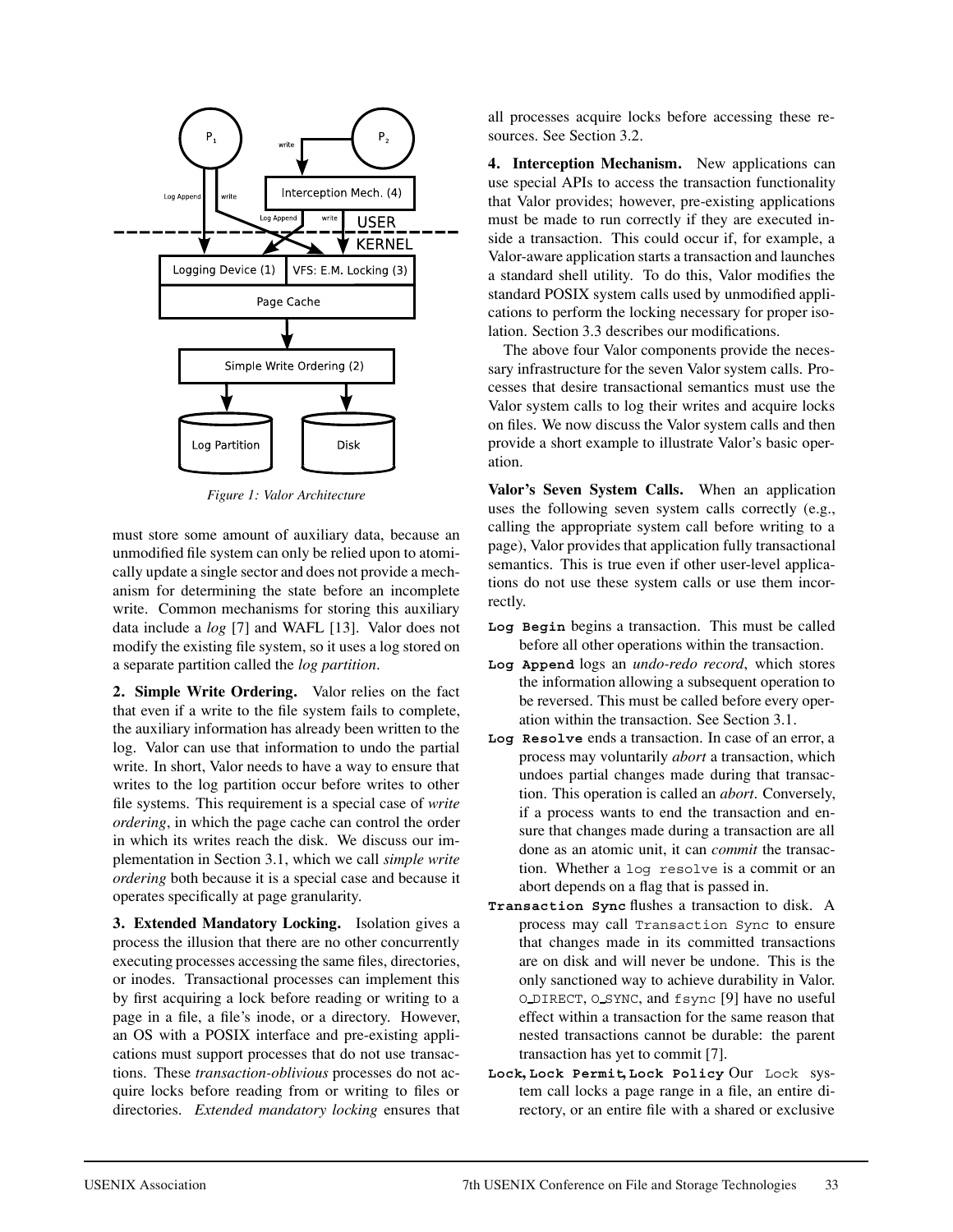Figure 1: Valor Architecture

must store some amount of auxiliary data, because an unmodified file system can only be relied upon to atomically update a single sector and does not provide a mechanism for determining the state before an incomplete write. Common mechanisms for storing this auxiliary data include a *log* [7] and WAFL [13]. Valor does not modify the existing file system, so it uses a log stored on a separate partition called the *log partition*.

**2. Simple Write Ordering.** Valor relies on the fact that even if a write to the file system fails to complete, the auxiliary information has already been written to the log. Valor can use that information to undo the partial write. In short, Valor needs to have a way to ensure that writes to the log partition occur before writes to other file systems. This requirement is a special case of *write ordering*, in which the page cache can control the order in which its writes reach the disk. We discuss our implementation in Section 3.1, which we call *simple write ordering* both because it is a special case and because it operates specifically at page granularity.

**3. Extended Mandatory Locking.** Isolation gives a process the illusion that there are no other concurrently executing processes accessing the same files, directories, or inodes. Transactional processes can implement this by first acquiring a lock before reading or writing to a page in a file, a file's inode, or a directory. However, an OS with a POSIX interface and pre-existing applications must support processes that do not use transactions. These *transaction-oblivious* processes do not acquire locks before reading from or writing to files or directories. *Extended mandatory locking* ensures that all processes acquire locks before accessing these resources. See Section 3.2.

**4. Interception Mechanism.** New applications can use special APIs to access the transaction functionality that Valor provides; however, pre-existing applications must be made to run correctly if they are executed inside a transaction. This could occur if, for example, a Valor-aware application starts a transaction and launches a standard shell utility. To do this, Valor modifies the standard POSIX system calls used by unmodified applications to perform the locking necessary for proper isolation. Section 3.3 describes our modifications.

The above four Valor components provide the necessary infrastructure for the seven Valor system calls. Processes that desire transactional semantics must use the Valor system calls to log their writes and acquire locks on files. We now discuss the Valor system calls and then provide a short example to illustrate Valor's basic operation.

**Valor's Seven System Calls.** When an application uses the following seven system calls correctly (e.g., calling the appropriate system call before writing to a page), Valor provides that application fully transactional semantics. This is true even if other user-level applications do not use these system calls or use them incorrectly.

- **`Log Begin`** begins a transaction. This must be called before all other operations within the transaction.
- **`Log Append`** logs an *undo-redo record*, which stores the information allowing a subsequent operation to be reversed. This must be called before every operation within the transaction. See Section 3.1.
- **`Log Resolve`** ends a transaction. In case of an error, a process may voluntarily *abort* a transaction, which undoes partial changes made during that transaction. This operation is called an *abort*. Conversely, if a process wants to end the transaction and ensure that changes made during a transaction are all done as an atomic unit, it can *commit* the transaction. Whether a `log resolve` is a commit or an abort depends on a flag that is passed in.
- **`Transaction Sync`** flushes a transaction to disk. A process may call `Transaction Sync` to ensure that changes made in its committed transactions are on disk and will never be undone. This is the only sanctioned way to achieve durability in Valor. `O_DIRECT`, `O_SYNC`, and `fsync` [9] have no useful effect within a transaction for the same reason that nested transactions cannot be durable: the parent transaction has yet to commit [7].
- **`Lock`, `Lock Permit`, `Lock Policy`** Our `Lock` system call locks a page range in a file, an entire directory, or an entire file with a shared or exclusive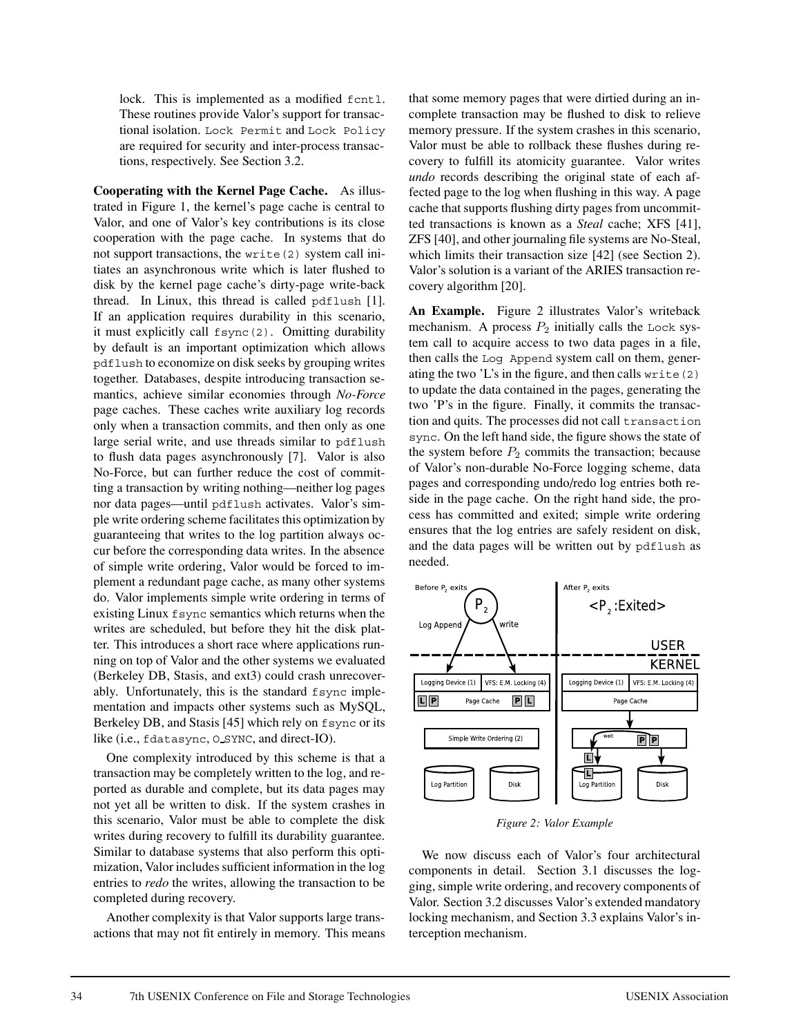lock. This is implemented as a modified `fcntl`. These routines provide Valor's support for transactional isolation. `Lock Permit` and `Lock Policy` are required for security and inter-process transactions, respectively. See Section 3.2.

**Cooperating with the Kernel Page Cache.** As illustrated in Figure 1, the kernel's page cache is central to Valor, and one of Valor's key contributions is its close cooperation with the page cache. In systems that do not support transactions, the `write(2)` system call initiates an asynchronous write which is later flushed to disk by the kernel page cache's dirty-page write-back thread. In Linux, this thread is called `pdflush` [1]. If an application requires durability in this scenario, it must explicitly call `fsync(2)`. Omitting durability by default is an important optimization which allows `pdflush` to economize on disk seeks by grouping writes together. Databases, despite introducing transaction semantics, achieve similar economies through *No-Force* page caches. These caches write auxiliary log records only when a transaction commits, and then only as one large serial write, and use threads similar to `pdflush` to flush data pages asynchronously [7]. Valor is also No-Force, but can further reduce the cost of committing a transaction by writing nothing—neither log pages nor data pages—until `pdflush` activates. Valor's simple write ordering scheme facilitates this optimization by guaranteeing that writes to the log partition always occur before the corresponding data writes. In the absence of simple write ordering, Valor would be forced to implement a redundant page cache, as many other systems do. Valor implements simple write ordering in terms of existing Linux `fsync` semantics which returns when the writes are scheduled, but before they hit the disk platter. This introduces a short race where applications running on top of Valor and the other systems we evaluated (Berkeley DB, Stasis, and ext3) could crash unrecoverably. Unfortunately, this is the standard `fsync` implementation and impacts other systems such as MySQL, Berkeley DB, and Stasis [45] which rely on `fsync` or its like (i.e., `fdatasync`, `O_SYNC`, and direct-IO).

One complexity introduced by this scheme is that a transaction may be completely written to the log, and reported as durable and complete, but its data pages may not yet all be written to disk. If the system crashes in this scenario, Valor must be able to complete the disk writes during recovery to fulfill its durability guarantee. Similar to database systems that also perform this optimization, Valor includes sufficient information in the log entries to *redo* the writes, allowing the transaction to be completed during recovery.

Another complexity is that Valor supports large transactions that may not fit entirely in memory. This means that some memory pages that were dirtied during an incomplete transaction may be flushed to disk to relieve memory pressure. If the system crashes in this scenario, Valor must be able to rollback these flushes during recovery to fulfill its atomicity guarantee. Valor writes *undo* records describing the original state of each affected page to the log when flushing in this way. A page cache that supports flushing dirty pages from uncommitted transactions is known as a *Steal* cache; XFS [41], ZFS [40], and other journaling file systems are No-Steal, which limits their transaction size [42] (see Section 2). Valor's solution is a variant of the ARIES transaction recovery algorithm [20].

**An Example.** Figure 2 illustrates Valor's writeback mechanism. A process $P_2$ initially calls the `Lock` system call to acquire access to two data pages in a file, then calls the `Log Append` system call on them, generating the two 'L's in the figure, and then calls `write(2)` to update the data contained in the pages, generating the two 'P's in the figure. Finally, it commits the transaction and quits. The processes did not call `transaction sync`. On the left hand side, the figure shows the state of the system before $P_2$ commits the transaction; because of Valor's non-durable No-Force logging scheme, data pages and corresponding undo/redo log entries both reside in the page cache. On the right hand side, the process has committed and exited; simple write ordering ensures that the log entries are safely resident on disk, and the data pages will be written out by `pdflush` as needed.

*Figure 2: Valor Example*

We now discuss each of Valor's four architectural components in detail. Section 3.1 discusses the logging, simple write ordering, and recovery components of Valor. Section 3.2 discusses Valor's extended mandatory locking mechanism, and Section 3.3 explains Valor's interception mechanism.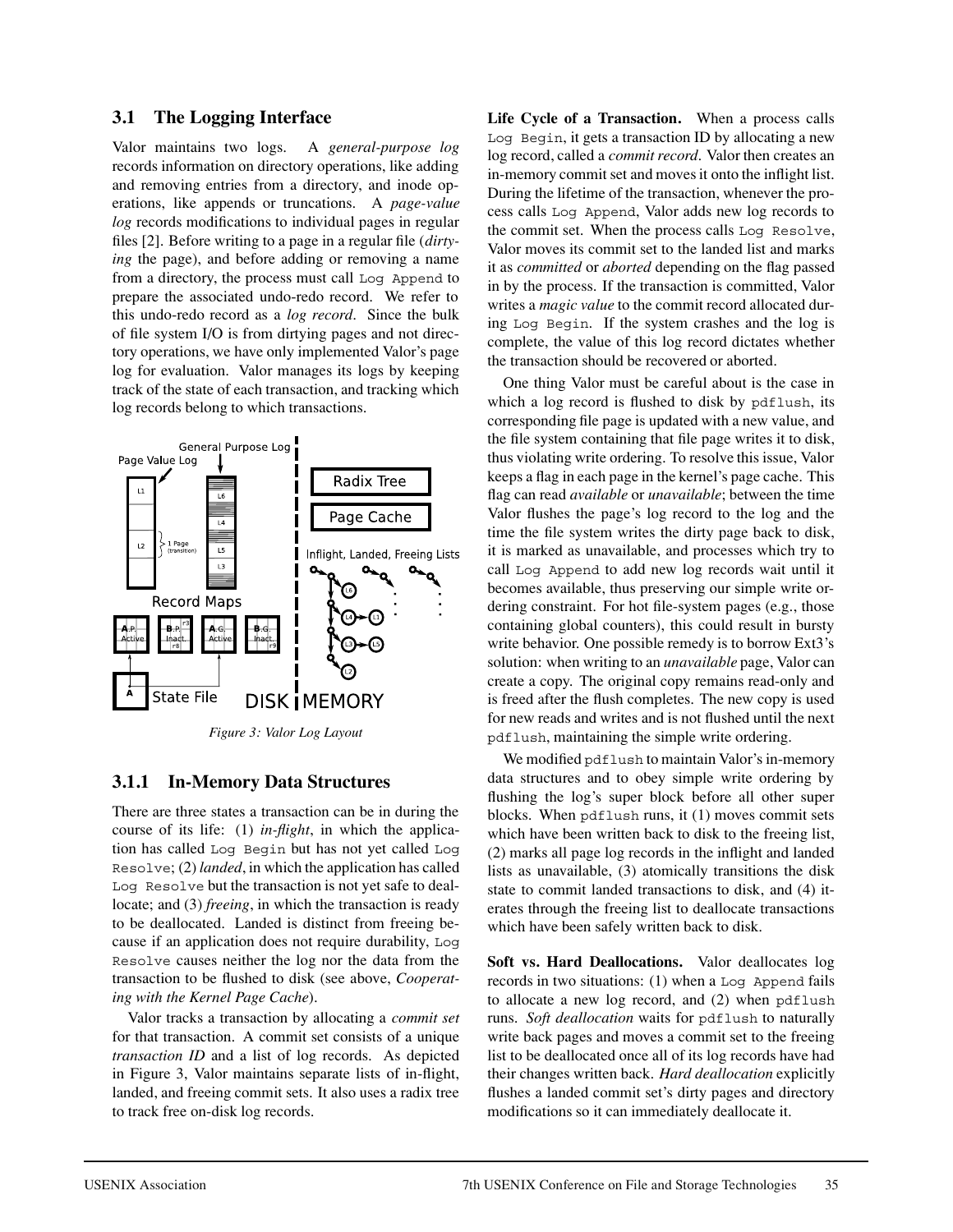## 3.1 The Logging Interface

Valor maintains two logs. A *general-purpose log* records information on directory operations, like adding and removing entries from a directory, and inode operations, like appends or truncations. A *page-value log* records modifications to individual pages in regular files [2]. Before writing to a page in a regular file (*dirtying* the page), and before adding or removing a name from a directory, the process must call `Log Append` to prepare the associated undo-redo record. We refer to this undo-redo record as a *log record*. Since the bulk of file system I/O is from dirtying pages and not directory operations, we have only implemented Valor's page log for evaluation. Valor manages its logs by keeping track of the state of each transaction, and tracking which log records belong to which transactions.

*Figure 3: Valor Log Layout*

### 3.1.1 In-Memory Data Structures

There are three states a transaction can be in during the course of its life: (1) *in-flight*, in which the application has called `Log Begin` but has not yet called `Log Resolve`; (2) *landed*, in which the application has called `Log Resolve` but the transaction is not yet safe to deallocate; and (3) *freeing*, in which the transaction is ready to be deallocated. Landed is distinct from freeing because if an application does not require durability, `Log Resolve` causes neither the log nor the data from the transaction to be flushed to disk (see above, *Cooperating with the Kernel Page Cache*).

Valor tracks a transaction by allocating a *commit set* for that transaction. A commit set consists of a unique *transaction ID* and a list of log records. As depicted in Figure 3, Valor maintains separate lists of in-flight, landed, and freeing commit sets. It also uses a radix tree to track free on-disk log records.

**Life Cycle of a Transaction.** When a process calls `Log Begin`, it gets a transaction ID by allocating a new log record, called a *commit record*. Valor then creates an in-memory commit set and moves it onto the inflight list. During the lifetime of the transaction, whenever the process calls `Log Append`, Valor adds new log records to the commit set. When the process calls `Log Resolve`, Valor moves its commit set to the landed list and marks it as *committed* or *aborted* depending on the flag passed in by the process. If the transaction is committed, Valor writes a *magic value* to the commit record allocated during `Log Begin`. If the system crashes and the log is complete, the value of this log record dictates whether the transaction should be recovered or aborted.

One thing Valor must be careful about is the case in which a log record is flushed to disk by `pdflush`, its corresponding file page is updated with a new value, and the file system containing that file page writes it to disk, thus violating write ordering. To resolve this issue, Valor keeps a flag in each page in the kernel's page cache. This flag can read *available* or *unavailable*; between the time Valor flushes the page's log record to the log and the time the file system writes the dirty page back to disk, it is marked as unavailable, and processes which try to call `Log Append` to add new log records wait until it becomes available, thus preserving our simple write ordering constraint. For hot file-system pages (e.g., those containing global counters), this could result in bursty write behavior. One possible remedy is to borrow Ext3's solution: when writing to an *unavailable* page, Valor can create a copy. The original copy remains read-only and is freed after the flush completes. The new copy is used for new reads and writes and is not flushed until the next `pdflush`, maintaining the simple write ordering.

We modified `pdflush` to maintain Valor's in-memory data structures and to obey simple write ordering by flushing the log's super block before all other super blocks. When `pdflush` runs, it (1) moves commit sets which have been written back to disk to the freeing list, (2) marks all page log records in the inflight and landed lists as unavailable, (3) atomically transitions the disk state to commit landed transactions to disk, and (4) iterates through the freeing list to deallocate transactions which have been safely written back to disk.

**Soft vs. Hard Deallocations.** Valor deallocates log records in two situations: (1) when a `Log Append` fails to allocate a new log record, and (2) when `pdflush` runs. *Soft deallocation* waits for `pdflush` to naturally write back pages and moves a commit set to the freeing list to be deallocated once all of its log records have had their changes written back. *Hard deallocation* explicitly flushes a landed commit set's dirty pages and directory modifications so it can immediately deallocate it.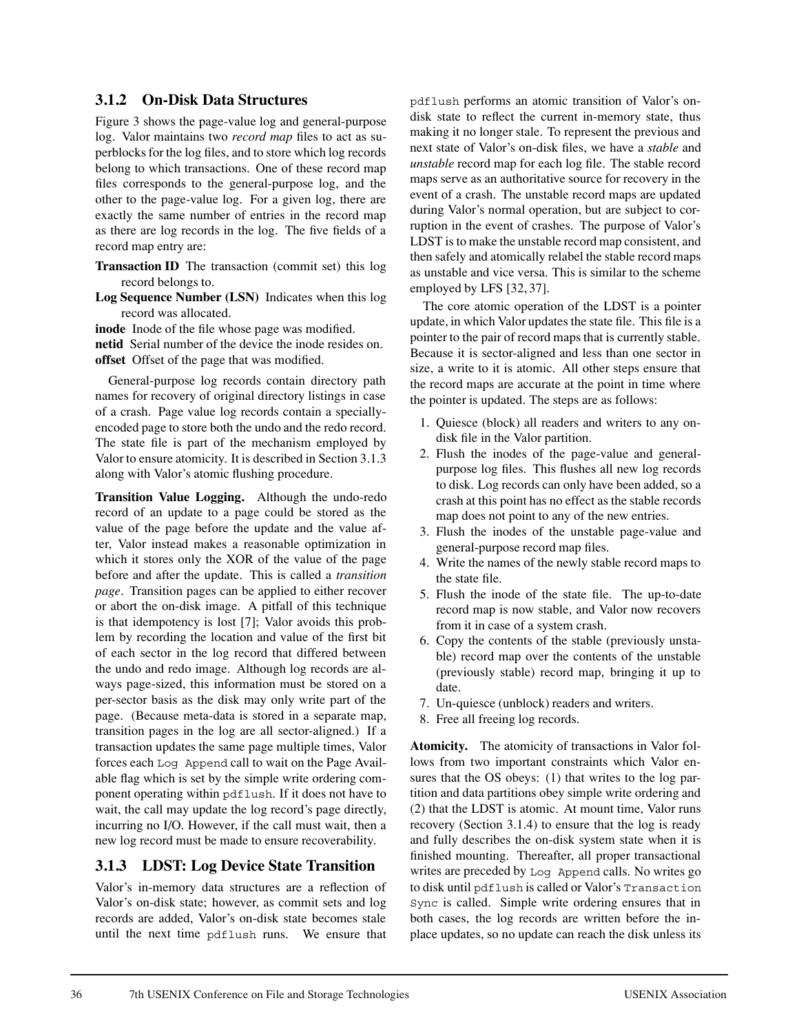### 3.1.2 On-Disk Data Structures

Figure 3 shows the page-value log and general-purpose log. Valor maintains two *record map* files to act as superblocks for the log files, and to store which log records belong to which transactions. One of these record map files corresponds to the general-purpose log, and the other to the page-value log. For a given log, there are exactly the same number of entries in the record map as there are log records in the log. The five fields of a record map entry are:

**Transaction ID** The transaction (commit set) this log record belongs to.

**Log Sequence Number (LSN)** Indicates when this log record was allocated.

**inode** Inode of the file whose page was modified.

**netid** Serial number of the device the inode resides on.

**offset** Offset of the page that was modified.

General-purpose log records contain directory path names for recovery of original directory listings in case of a crash. Page value log records contain a specially-encoded page to store both the undo and the redo record. The state file is part of the mechanism employed by Valor to ensure atomicity. It is described in Section 3.1.3 along with Valor's atomic flushing procedure.

**Transition Value Logging.** Although the undo-redo record of an update to a page could be stored as the value of the page before the update and the value after, Valor instead makes a reasonable optimization in which it stores only the XOR of the value of the page before and after the update. This is called a *transition page*. Transition pages can be applied to either recover or abort the on-disk image. A pitfall of this technique is that idempotency is lost [7]; Valor avoids this problem by recording the location and value of the first bit of each sector in the log record that differed between the undo and redo image. Although log records are always page-sized, this information must be stored on a per-sector basis as the disk may only write part of the page. (Because meta-data is stored in a separate map, transition pages in the log are all sector-aligned.) If a transaction updates the same page multiple times, Valor forces each `Log Append` call to wait on the Page Available flag which is set by the simple write ordering component operating within `pdflush`. If it does not have to wait, the call may update the log record's page directly, incurring no I/O. However, if the call must wait, then a new log record must be made to ensure recoverability.

### 3.1.3 LDST: Log Device State Transition

Valor's in-memory data structures are a reflection of Valor's on-disk state; however, as commit sets and log records are added, Valor's on-disk state becomes stale until the next time `pdflush` runs. We ensure that `pdflush` performs an atomic transition of Valor's on-disk state to reflect the current in-memory state, thus making it no longer stale. To represent the previous and next state of Valor's on-disk files, we have a *stable* and *unstable* record map for each log file. The stable record maps serve as an authoritative source for recovery in the event of a crash. The unstable record maps are updated during Valor's normal operation, but are subject to corruption in the event of crashes. The purpose of Valor's LDST is to make the unstable record map consistent, and then safely and atomically relabel the stable record maps as unstable and vice versa. This is similar to the scheme employed by LFS [32, 37].

The core atomic operation of the LDST is a pointer update, in which Valor updates the state file. This file is a pointer to the pair of record maps that is currently stable. Because it is sector-aligned and less than one sector in size, a write to it is atomic. All other steps ensure that the record maps are accurate at the point in time where the pointer is updated. The steps are as follows:

1. Quiesce (block) all readers and writers to any on-disk file in the Valor partition.
2. Flush the inodes of the page-value and general-purpose log files. This flushes all new log records to disk. Log records can only have been added, so a crash at this point has no effect as the stable records map does not point to any of the new entries.
3. Flush the inodes of the unstable page-value and general-purpose record map files.
4. Write the names of the newly stable record maps to the state file.
5. Flush the inode of the state file. The up-to-date record map is now stable, and Valor now recovers from it in case of a system crash.
6. Copy the contents of the stable (previously unstable) record map over the contents of the unstable (previously stable) record map, bringing it up to date.
7. Un-quiesce (unblock) readers and writers.
8. Free all freeing log records.

**Atomicity.** The atomicity of transactions in Valor follows from two important constraints which Valor ensures that the OS obeys: (1) that writes to the log partition and data partitions obey simple write ordering and (2) that the LDST is atomic. At mount time, Valor runs recovery (Section 3.1.4) to ensure that the log is ready and fully describes the on-disk system state when it is finished mounting. Thereafter, all proper transactional writes are preceded by `Log Append` calls. No writes go to disk until `pdflush` is called or Valor's `Transaction Sync` is called. Simple write ordering ensures that in both cases, the log records are written before the in-place updates, so no update can reach the disk unless its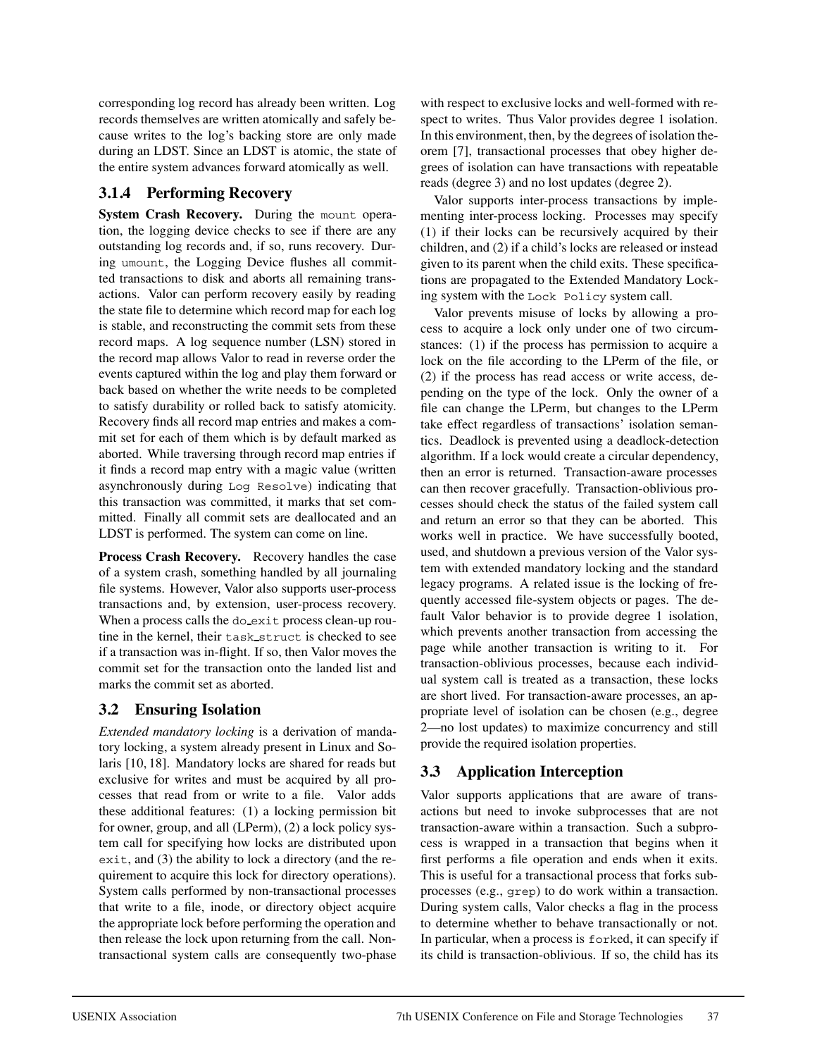corresponding log record has already been written. Log records themselves are written atomically and safely because writes to the log's backing store are only made during an LDST. Since an LDST is atomic, the state of the entire system advances forward atomically as well.

#### 3.1.4 Performing Recovery

**System Crash Recovery.** During the `mount` operation, the logging device checks to see if there are any outstanding log records and, if so, runs recovery. During `umount`, the Logging Device flushes all committed transactions to disk and aborts all remaining transactions. Valor can perform recovery easily by reading the state file to determine which record map for each log is stable, and reconstructing the commit sets from these record maps. A log sequence number (LSN) stored in the record map allows Valor to read in reverse order the events captured within the log and play them forward or back based on whether the write needs to be completed to satisfy durability or rolled back to satisfy atomicity. Recovery finds all record map entries and makes a commit set for each of them which is by default marked as aborted. While traversing through record map entries if it finds a record map entry with a magic value (written asynchronously during `Log Resolve`) indicating that this transaction was committed, it marks that set committed. Finally all commit sets are deallocated and an LDST is performed. The system can come on line.

**Process Crash Recovery.** Recovery handles the case of a system crash, something handled by all journaling file systems. However, Valor also supports user-process transactions and, by extension, user-process recovery. When a process calls the `do_exit` process clean-up routine in the kernel, their `task_struct` is checked to see if a transaction was in-flight. If so, then Valor moves the commit set for the transaction onto the landed list and marks the commit set as aborted.

### 3.2 Ensuring Isolation

*Extended mandatory locking* is a derivation of mandatory locking, a system already present in Linux and Solaris [10, 18]. Mandatory locks are shared for reads but exclusive for writes and must be acquired by all processes that read from or write to a file. Valor adds these additional features: (1) a locking permission bit for owner, group, and all (LPerm), (2) a lock policy system call for specifying how locks are distributed upon `exit`, and (3) the ability to lock a directory (and the requirement to acquire this lock for directory operations). System calls performed by non-transactional processes that write to a file, inode, or directory object acquire the appropriate lock before performing the operation and then release the lock upon returning from the call. Non-transactional system calls are consequently two-phase with respect to exclusive locks and well-formed with respect to writes. Thus Valor provides degree 1 isolation. In this environment, then, by the degrees of isolation theorem [7], transactional processes that obey higher degrees of isolation can have transactions with repeatable reads (degree 3) and no lost updates (degree 2).

Valor supports inter-process transactions by implementing inter-process locking. Processes may specify (1) if their locks can be recursively acquired by their children, and (2) if a child's locks are released or instead given to its parent when the child exits. These specifications are propagated to the Extended Mandatory Locking system with the `Lock Policy` system call.

Valor prevents misuse of locks by allowing a process to acquire a lock only under one of two circumstances: (1) if the process has permission to acquire a lock on the file according to the LPerm of the file, or (2) if the process has read access or write access, depending on the type of the lock. Only the owner of a file can change the LPerm, but changes to the LPerm take effect regardless of transactions' isolation semantics. Deadlock is prevented using a deadlock-detection algorithm. If a lock would create a circular dependency, then an error is returned. Transaction-aware processes can then recover gracefully. Transaction-oblivious processes should check the status of the failed system call and return an error so that they can be aborted. This works well in practice. We have successfully booted, used, and shutdown a previous version of the Valor system with extended mandatory locking and the standard legacy programs. A related issue is the locking of frequently accessed file-system objects or pages. The default Valor behavior is to provide degree 1 isolation, which prevents another transaction from accessing the page while another transaction is writing to it. For transaction-oblivious processes, because each individual system call is treated as a transaction, these locks are short lived. For transaction-aware processes, an appropriate level of isolation can be chosen (e.g., degree 2—no lost updates) to maximize concurrency and still provide the required isolation properties.

### 3.3 Application Interception

Valor supports applications that are aware of transactions but need to invoke subprocesses that are not transaction-aware within a transaction. Such a subprocess is wrapped in a transaction that begins when it first performs a file operation and ends when it exits. This is useful for a transactional process that forks subprocesses (e.g., `grep`) to do work within a transaction. During system calls, Valor checks a flag in the process to determine whether to behave transactionally or not. In particular, when a process is `fork`ed, it can specify if its child is transaction-oblivious. If so, the child has its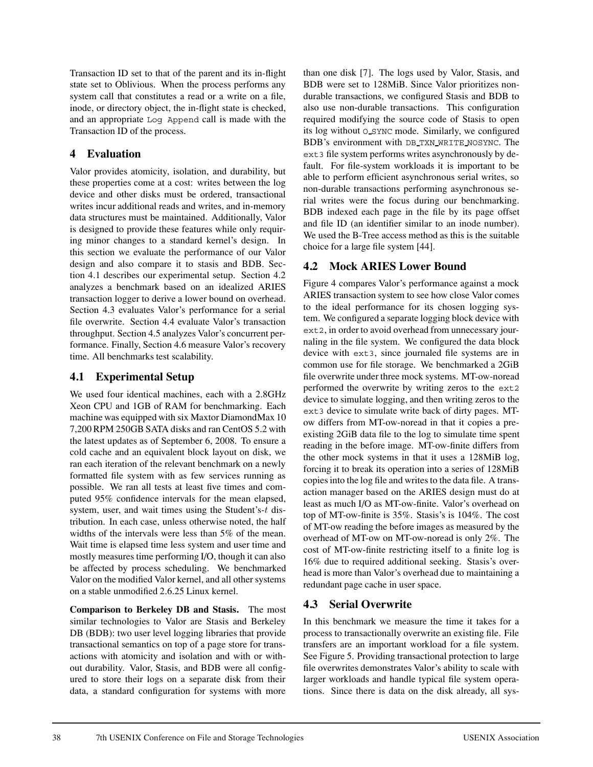Transaction ID set to that of the parent and its in-flight state set to Oblivious. When the process performs any system call that constitutes a read or a write on a file, inode, or directory object, the in-flight state is checked, and an appropriate `Log Append` call is made with the Transaction ID of the process.

## 4 Evaluation

Valor provides atomicity, isolation, and durability, but these properties come at a cost: writes between the log device and other disks must be ordered, transactional writes incur additional reads and writes, and in-memory data structures must be maintained. Additionally, Valor is designed to provide these features while only requiring minor changes to a standard kernel's design. In this section we evaluate the performance of our Valor design and also compare it to stasis and BDB. Section 4.1 describes our experimental setup. Section 4.2 analyzes a benchmark based on an idealized ARIES transaction logger to derive a lower bound on overhead. Section 4.3 evaluates Valor's performance for a serial file overwrite. Section 4.4 evaluate Valor's transaction throughput. Section 4.5 analyzes Valor's concurrent performance. Finally, Section 4.6 measure Valor's recovery time. All benchmarks test scalability.

### 4.1 Experimental Setup

We used four identical machines, each with a 2.8GHz Xeon CPU and 1GB of RAM for benchmarking. Each machine was equipped with six Maxtor DiamondMax 10 7,200 RPM 250GB SATA disks and ran CentOS 5.2 with the latest updates as of September 6, 2008. To ensure a cold cache and an equivalent block layout on disk, we ran each iteration of the relevant benchmark on a newly formatted file system with as few services running as possible. We ran all tests at least five times and computed 95% confidence intervals for the mean elapsed, system, user, and wait times using the Student's-$t$ distribution. In each case, unless otherwise noted, the half widths of the intervals were less than 5% of the mean. Wait time is elapsed time less system and user time and mostly measures time performing I/O, though it can also be affected by process scheduling. We benchmarked Valor on the modified Valor kernel, and all other systems on a stable unmodified 2.6.25 Linux kernel.

**Comparison to Berkeley DB and Stasis.** The most similar technologies to Valor are Stasis and Berkeley DB (BDB): two user level logging libraries that provide transactional semantics on top of a page store for transactions with atomicity and isolation and with or without durability. Valor, Stasis, and BDB were all configured to store their logs on a separate disk from their data, a standard configuration for systems with more than one disk [7]. The logs used by Valor, Stasis, and BDB were set to 128MiB. Since Valor prioritizes non-durable transactions, we configured Stasis and BDB to also use non-durable transactions. This configuration required modifying the source code of Stasis to open its log without `O_SYNC` mode. Similarly, we configured BDB's environment with `DB_TXN_WRITE_NOSYNC`. The `ext3` file system performs writes asynchronously by default. For file-system workloads it is important to be able to perform efficient asynchronous serial writes, so non-durable transactions performing asynchronous serial writes were the focus during our benchmarking. BDB indexed each page in the file by its page offset and file ID (an identifier similar to an inode number). We used the B-Tree access method as this is the suitable choice for a large file system [44].

### 4.2 Mock ARIES Lower Bound

Figure 4 compares Valor's performance against a mock ARIES transaction system to see how close Valor comes to the ideal performance for its chosen logging system. We configured a separate logging block device with `ext2`, in order to avoid overhead from unnecessary journaling in the file system. We configured the data block device with `ext3`, since journaled file systems are in common use for file storage. We benchmarked a 2GiB file overwrite under three mock systems. MT-ow-noread performed the overwrite by writing zeros to the `ext2` device to simulate logging, and then writing zeros to the `ext3` device to simulate write back of dirty pages. MT-ow differs from MT-ow-noread in that it copies a preexisting 2GiB data file to the log to simulate time spent reading in the before image. MT-ow-finite differs from the other mock systems in that it uses a 128MiB log, forcing it to break its operation into a series of 128MiB copies into the log file and writes to the data file. A transaction manager based on the ARIES design must do at least as much I/O as MT-ow-finite. Valor's overhead on top of MT-ow-finite is 35%. Stasis's is 104%. The cost of MT-ow reading the before images as measured by the overhead of MT-ow on MT-ow-noread is only 2%. The cost of MT-ow-finite restricting itself to a finite log is 16% due to required additional seeking. Stasis's overhead is more than Valor's overhead due to maintaining a redundant page cache in user space.

### 4.3 Serial Overwrite

In this benchmark we measure the time it takes for a process to transactionally overwrite an existing file. File transfers are an important workload for a file system. See Figure 5. Providing transactional protection to large file overwrites demonstrates Valor's ability to scale with larger workloads and handle typical file system operations. Since there is data on the disk already, all sys-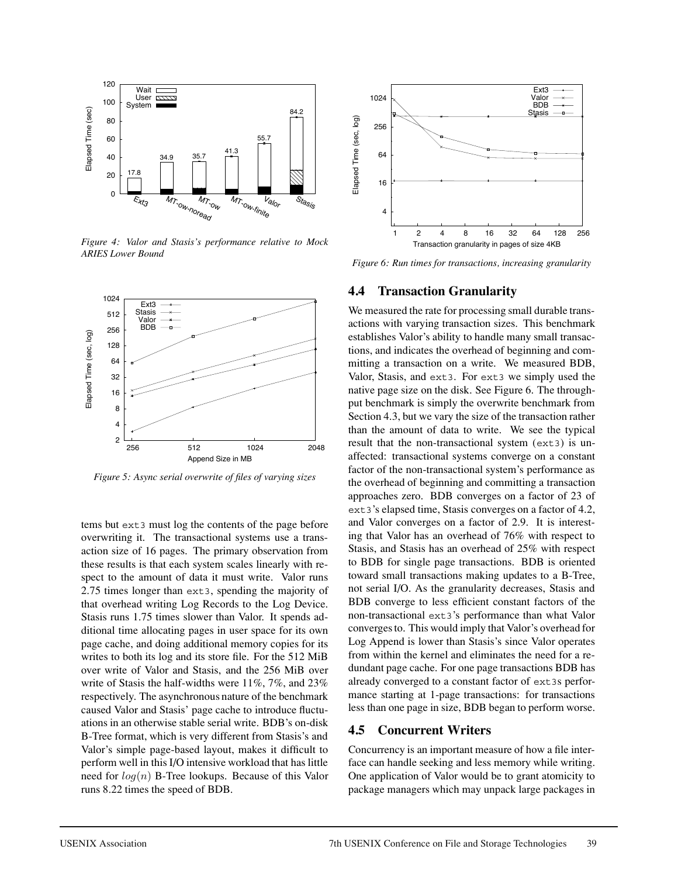Figure 4: Valor and Stasis's performance relative to Mock ARIES Lower Bound

Figure 5: Async serial overwrite of files of varying sizes

tems but `ext3` must log the contents of the page before overwriting it. The transactional systems use a transaction size of 16 pages. The primary observation from these results is that each system scales linearly with respect to the amount of data it must write. Valor runs 2.75 times longer than `ext3`, spending the majority of that overhead writing Log Records to the Log Device. Stasis runs 1.75 times slower than Valor. It spends additional time allocating pages in user space for its own page cache, and doing additional memory copies for its writes to both its log and its store file. For the 512 MiB over write of Valor and Stasis, and the 256 MiB over write of Stasis the half-widths were 11%, 7%, and 23% respectively. The asynchronous nature of the benchmark caused Valor and Stasis' page cache to introduce fluctuations in an otherwise stable serial write. BDB's on-disk B-Tree format, which is very different from Stasis's and Valor's simple page-based layout, makes it difficult to perform well in this I/O intensive workload that has little need for $log(n)$ B-Tree lookups. Because of this Valor runs 8.22 times the speed of BDB.

Figure 6: Run times for transactions, increasing granularity

## 4.4 Transaction Granularity

We measured the rate for processing small durable transactions with varying transaction sizes. This benchmark establishes Valor's ability to handle many small transactions, and indicates the overhead of beginning and committing a transaction on a write. We measured BDB, Valor, Stasis, and `ext3`. For `ext3` we simply used the native page size on the disk. See Figure 6. The throughput benchmark is simply the overwrite benchmark from Section 4.3, but we vary the size of the transaction rather than the amount of data to write. We see the typical result that the non-transactional system (`ext3`) is unaffected: transactional systems converge on a constant factor of the non-transactional system's performance as the overhead of beginning and committing a transaction approaches zero. BDB converges on a factor of 23 of `ext3`'s elapsed time, Stasis converges on a factor of 4.2, and Valor converges on a factor of 2.9. It is interesting that Valor has an overhead of 76% with respect to Stasis, and Stasis has an overhead of 25% with respect to BDB for single page transactions. BDB is oriented toward small transactions making updates to a B-Tree, not serial I/O. As the granularity decreases, Stasis and BDB converge to less efficient constant factors of the non-transactional `ext3`'s performance than what Valor converges to. This would imply that Valor's overhead for Log Append is lower than Stasis's since Valor operates from within the kernel and eliminates the need for a redundant page cache. For one page transactions BDB has already converged to a constant factor of `ext3`s performance starting at 1-page transactions: for transactions less than one page in size, BDB began to perform worse.

## 4.5 Concurrent Writers

Concurrency is an important measure of how a file interface can handle seeking and less memory while writing. One application of Valor would be to grant atomicity to package managers which may unpack large packages in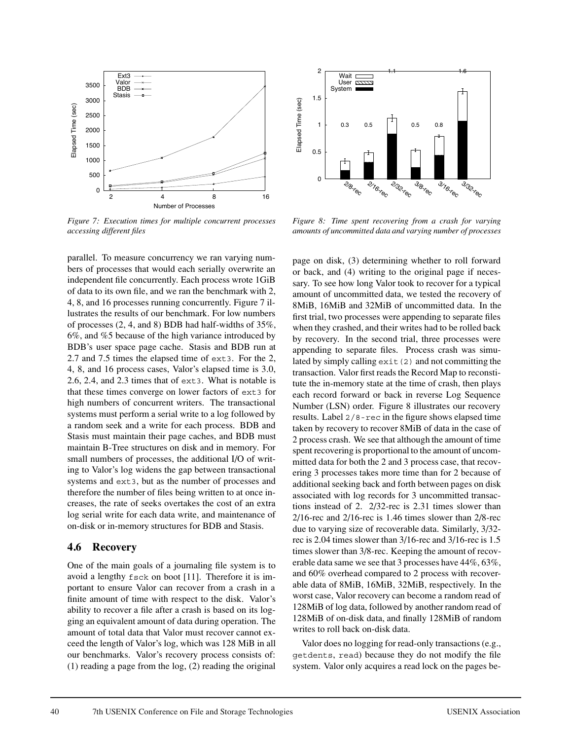*Figure 7: Execution times for multiple concurrent processes accessing different files*

*Figure 8: Time spent recovering from a crash for varying amounts of uncommitted data and varying number of processes*

parallel. To measure concurrency we ran varying numbers of processes that would each serially overwrite an independent file concurrently. Each process wrote 1GiB of data to its own file, and we ran the benchmark with 2, 4, 8, and 16 processes running concurrently. Figure 7 illustrates the results of our benchmark. For low numbers of processes (2, 4, and 8) BDB had half-widths of 35%, 6%, and %5 because of the high variance introduced by BDB's user space page cache. Stasis and BDB run at 2.7 and 7.5 times the elapsed time of `ext3`. For the 2, 4, 8, and 16 process cases, Valor's elapsed time is 3.0, 2.6, 2.4, and 2.3 times that of `ext3`. What is notable is that these times converge on lower factors of `ext3` for high numbers of concurrent writers. The transactional systems must perform a serial write to a log followed by a random seek and a write for each process. BDB and Stasis must maintain their page caches, and BDB must maintain B-Tree structures on disk and in memory. For small numbers of processes, the additional I/O of writing to Valor's log widens the gap between transactional systems and `ext3`, but as the number of processes and therefore the number of files being written to at once increases, the rate of seeks overtakes the cost of an extra log serial write for each data write, and maintenance of on-disk or in-memory structures for BDB and Stasis.

### 4.6 Recovery

One of the main goals of a journaling file system is to avoid a lengthy `fsck` on boot [11]. Therefore it is important to ensure Valor can recover from a crash in a finite amount of time with respect to the disk. Valor's ability to recover a file after a crash is based on its logging an equivalent amount of data during operation. The amount of total data that Valor must recover cannot exceed the length of Valor's log, which was 128 MiB in all our benchmarks. Valor's recovery process consists of: (1) reading a page from the log, (2) reading the original page on disk, (3) determining whether to roll forward or back, and (4) writing to the original page if necessary. To see how long Valor took to recover for a typical amount of uncommitted data, we tested the recovery of 8MiB, 16MiB and 32MiB of uncommitted data. In the first trial, two processes were appending to separate files when they crashed, and their writes had to be rolled back by recovery. In the second trial, three processes were appending to separate files. Process crash was simulated by simply calling `exit(2)` and not committing the transaction. Valor first reads the Record Map to reconstitute the in-memory state at the time of crash, then plays each record forward or back in reverse Log Sequence Number (LSN) order. Figure 8 illustrates our recovery results. Label `2/8-rec` in the figure shows elapsed time taken by recovery to recover 8MiB of data in the case of 2 process crash. We see that although the amount of time spent recovering is proportional to the amount of uncommitted data for both the 2 and 3 process case, that recovering 3 processes takes more time than for 2 because of additional seeking back and forth between pages on disk associated with log records for 3 uncommitted transactions instead of 2. 2/32-rec is 2.31 times slower than 2/16-rec and 2/16-rec is 1.46 times slower than 2/8-rec due to varying size of recoverable data. Similarly, 3/32-rec is 2.04 times slower than 3/16-rec and 3/16-rec is 1.5 times slower than 3/8-rec. Keeping the amount of recoverable data same we see that 3 processes have 44%, 63%, and 60% overhead compared to 2 process with recoverable data of 8MiB, 16MiB, 32MiB, respectively. In the worst case, Valor recovery can become a random read of 128MiB of log data, followed by another random read of 128MiB of on-disk data, and finally 128MiB of random writes to roll back on-disk data.

Valor does no logging for read-only transactions (e.g., `getdents`, `read`) because they do not modify the file system. Valor only acquires a read lock on the pages be-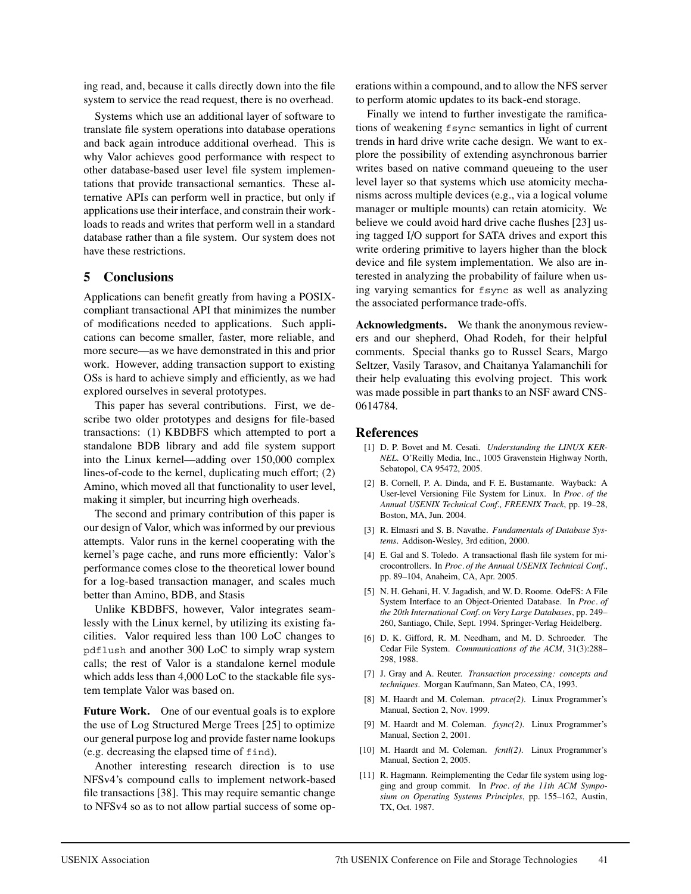ing read, and, because it calls directly down into the file system to service the read request, there is no overhead.

Systems which use an additional layer of software to translate file system operations into database operations and back again introduce additional overhead. This is why Valor achieves good performance with respect to other database-based user level file system implementations that provide transactional semantics. These alternative APIs can perform well in practice, but only if applications use their interface, and constrain their workloads to reads and writes that perform well in a standard database rather than a file system. Our system does not have these restrictions.

## 5 Conclusions

Applications can benefit greatly from having a POSIX-compliant transactional API that minimizes the number of modifications needed to applications. Such applications can become smaller, faster, more reliable, and more secure—as we have demonstrated in this and prior work. However, adding transaction support to existing OSs is hard to achieve simply and efficiently, as we had explored ourselves in several prototypes.

This paper has several contributions. First, we describe two older prototypes and designs for file-based transactions: (1) KBDBFS which attempted to port a standalone BDB library and add file system support into the Linux kernel—adding over 150,000 complex lines-of-code to the kernel, duplicating much effort; (2) Amino, which moved all that functionality to user level, making it simpler, but incurring high overheads.

The second and primary contribution of this paper is our design of Valor, which was informed by our previous attempts. Valor runs in the kernel cooperating with the kernel's page cache, and runs more efficiently: Valor's performance comes close to the theoretical lower bound for a log-based transaction manager, and scales much better than Amino, BDB, and Stasis

Unlike KBDBFS, however, Valor integrates seamlessly with the Linux kernel, by utilizing its existing facilities. Valor required less than 100 LoC changes to `pdflush` and another 300 LoC to simply wrap system calls; the rest of Valor is a standalone kernel module which adds less than 4,000 LoC to the stackable file system template Valor was based on.

**Future Work.** One of our eventual goals is to explore the use of Log Structured Merge Trees [25] to optimize our general purpose log and provide faster name lookups (e.g. decreasing the elapsed time of `find`).

Another interesting research direction is to use NFSv4's compound calls to implement network-based file transactions [38]. This may require semantic change to NFSv4 so as to not allow partial success of some operations within a compound, and to allow the NFS server to perform atomic updates to its back-end storage.

Finally we intend to further investigate the ramifications of weakening `fsync` semantics in light of current trends in hard drive write cache design. We want to explore the possibility of extending asynchronous barrier writes based on native command queueing to the user level layer so that systems which use atomicity mechanisms across multiple devices (e.g., via a logical volume manager or multiple mounts) can retain atomicity. We believe we could avoid hard drive cache flushes [23] using tagged I/O support for SATA drives and export this write ordering primitive to layers higher than the block device and file system implementation. We also are interested in analyzing the probability of failure when using varying semantics for `fsync` as well as analyzing the associated performance trade-offs.

**Acknowledgments.** We thank the anonymous reviewers and our shepherd, Ohad Rodeh, for their helpful comments. Special thanks go to Russel Sears, Margo Seltzer, Vasily Tarasov, and Chaitanya Yalamanchili for their help evaluating this evolving project. This work was made possible in part thanks to an NSF award CNS-0614784.

## References

[1] D. P. Bovet and M. Cesati. *Understanding the LINUX KERNEL*. O'Reilly Media, Inc., 1005 Gravenstein Highway North, Sebatopol, CA 95472, 2005.

[2] B. Cornell, P. A. Dinda, and F. E. Bustamante. Wayback: A User-level Versioning File System for Linux. In *Proc. of the Annual USENIX Technical Conf., FREENIX Track*, pp. 19–28, Boston, MA, Jun. 2004.

[3] R. Elmasri and S. B. Navathe. *Fundamentals of Database Systems*. Addison-Wesley, 3rd edition, 2000.

[4] E. Gal and S. Toledo. A transactional flash file system for microcontrollers. In *Proc. of the Annual USENIX Technical Conf.*, pp. 89–104, Anaheim, CA, Apr. 2005.

[5] N. H. Gehani, H. V. Jagadish, and W. D. Roome. OdeFS: A File System Interface to an Object-Oriented Database. In *Proc. of the 20th International Conf. on Very Large Databases*, pp. 249–260, Santiago, Chile, Sept. 1994. Springer-Verlag Heidelberg.

[6] D. K. Gifford, R. M. Needham, and M. D. Schroeder. The Cedar File System. *Communications of the ACM*, 31(3):288–298, 1988.

[7] J. Gray and A. Reuter. *Transaction processing: concepts and techniques*. Morgan Kaufmann, San Mateo, CA, 1993.

[8] M. Haardt and M. Coleman. *ptrace(2)*. Linux Programmer's Manual, Section 2, Nov. 1999.

[9] M. Haardt and M. Coleman. *fsync(2)*. Linux Programmer's Manual, Section 2, 2001.

[10] M. Haardt and M. Coleman. *fcntl(2)*. Linux Programmer's Manual, Section 2, 2005.

[11] R. Hagmann. Reimplementing the Cedar file system using logging and group commit. In *Proc. of the 11th ACM Symposium on Operating Systems Principles*, pp. 155–162, Austin, TX, Oct. 1987.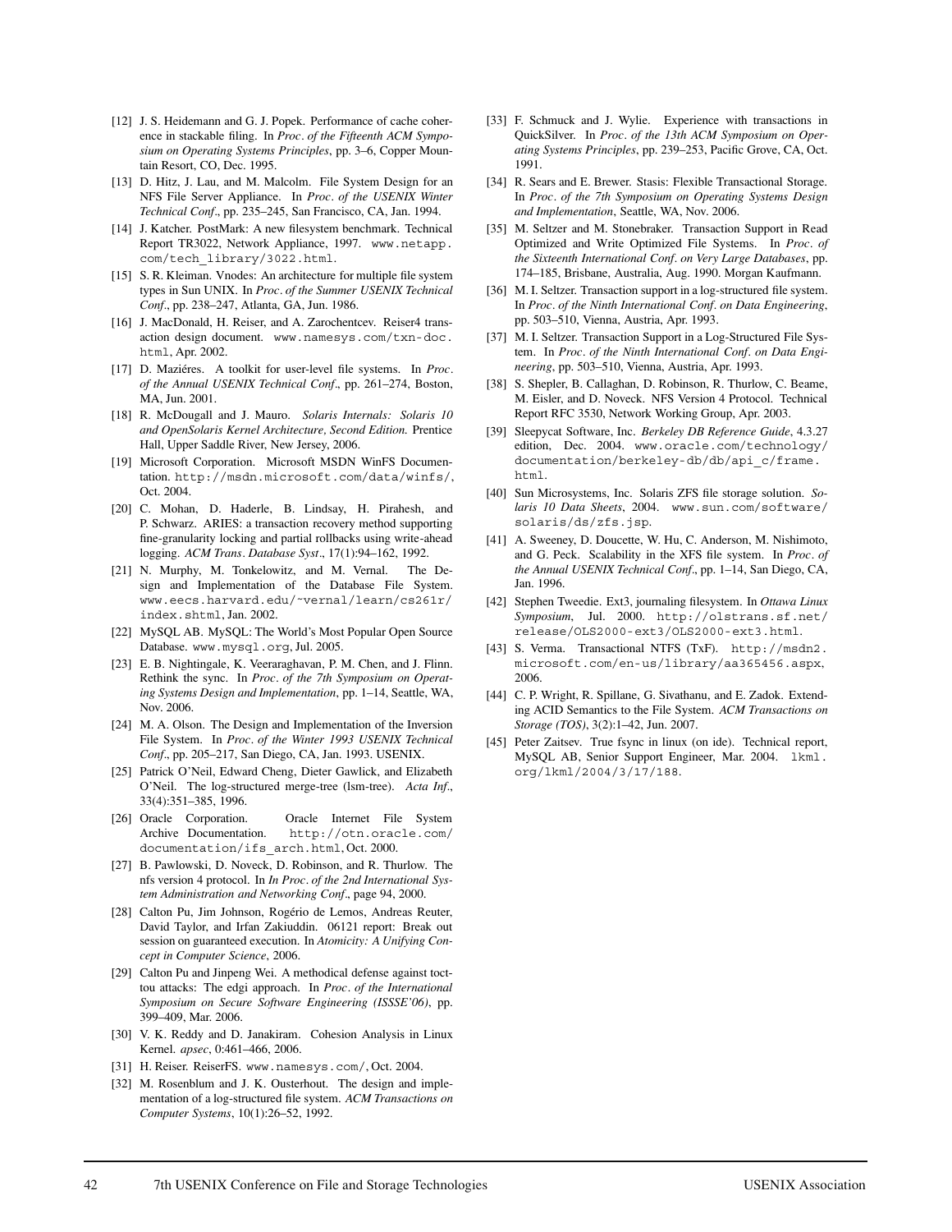[12] J. S. Heidemann and G. J. Popek. Performance of cache coherence in stackable filing. In *Proc. of the Fifteenth ACM Symposium on Operating Systems Principles*, pp. 3–6, Copper Mountain Resort, CO, Dec. 1995.

[13] D. Hitz, J. Lau, and M. Malcolm. File System Design for an NFS File Server Appliance. In *Proc. of the USENIX Winter Technical Conf.*, pp. 235–245, San Francisco, CA, Jan. 1994.

[14] J. Katcher. PostMark: A new filesystem benchmark. Technical Report TR3022, Network Appliance, 1997. `www.netapp.com/tech_library/3022.html`.

[15] S. R. Kleiman. Vnodes: An architecture for multiple file system types in Sun UNIX. In *Proc. of the Summer USENIX Technical Conf.*, pp. 238–247, Atlanta, GA, Jun. 1986.

[16] J. MacDonald, H. Reiser, and A. Zarochentcev. Reiser4 transaction design document. `www.namesys.com/txn-doc.html`, Apr. 2002.

[17] D. Maziéres. A toolkit for user-level file systems. In *Proc. of the Annual USENIX Technical Conf.*, pp. 261–274, Boston, MA, Jun. 2001.

[18] R. McDougall and J. Mauro. *Solaris Internals: Solaris 10 and OpenSolaris Kernel Architecture, Second Edition.* Prentice Hall, Upper Saddle River, New Jersey, 2006.

[19] Microsoft Corporation. Microsoft MSDN WinFS Documentation. `http://msdn.microsoft.com/data/winfs/`, Oct. 2004.

[20] C. Mohan, D. Haderle, B. Lindsay, H. Pirahesh, and P. Schwarz. ARIES: a transaction recovery method supporting fine-granularity locking and partial rollbacks using write-ahead logging. *ACM Trans. Database Syst.*, 17(1):94–162, 1992.

[21] N. Murphy, M. Tonkelowitz, and M. Vernal. The Design and Implementation of the Database File System. `www.eecs.harvard.edu/~vernal/learn/cs261r/index.shtml`, Jan. 2002.

[22] MySQL AB. MySQL: The World's Most Popular Open Source Database. `www.mysql.org`, Jul. 2005.

[23] E. B. Nightingale, K. Veeraraghavan, P. M. Chen, and J. Flinn. Rethink the sync. In *Proc. of the 7th Symposium on Operating Systems Design and Implementation*, pp. 1–14, Seattle, WA, Nov. 2006.

[24] M. A. Olson. The Design and Implementation of the Inversion File System. In *Proc. of the Winter 1993 USENIX Technical Conf.*, pp. 205–217, San Diego, CA, Jan. 1993. USENIX.

[25] Patrick O'Neil, Edward Cheng, Dieter Gawlick, and Elizabeth O'Neil. The log-structured merge-tree (lsm-tree). *Acta Inf.*, 33(4):351–385, 1996.

[26] Oracle Corporation. Oracle Internet File System Archive Documentation. `http://otn.oracle.com/documentation/ifs_arch.html`, Oct. 2000.

[27] B. Pawlowski, D. Noveck, D. Robinson, and R. Thurlow. The nfs version 4 protocol. In *In Proc. of the 2nd International System Administration and Networking Conf.*, page 94, 2000.

[28] Calton Pu, Jim Johnson, Rogério de Lemos, Andreas Reuter, David Taylor, and Irfan Zakiuddin. 06121 report: Break out session on guaranteed execution. In *Atomicity: A Unifying Concept in Computer Science*, 2006.

[29] Calton Pu and Jinpeng Wei. A methodical defense against tocttou attacks: The edgi approach. In *Proc. of the International Symposium on Secure Software Engineering (ISSSE'06)*, pp. 399–409, Mar. 2006.

[30] V. K. Reddy and D. Janakiram. Cohesion Analysis in Linux Kernel. *apsec*, 0:461–466, 2006.

[31] H. Reiser. ReiserFS. `www.namesys.com/`, Oct. 2004.

[32] M. Rosenblum and J. K. Ousterhout. The design and implementation of a log-structured file system. *ACM Transactions on Computer Systems*, 10(1):26–52, 1992.

[33] F. Schmuck and J. Wylie. Experience with transactions in QuickSilver. In *Proc. of the 13th ACM Symposium on Operating Systems Principles*, pp. 239–253, Pacific Grove, CA, Oct. 1991.

[34] R. Sears and E. Brewer. Stasis: Flexible Transactional Storage. In *Proc. of the 7th Symposium on Operating Systems Design and Implementation*, Seattle, WA, Nov. 2006.

[35] M. Seltzer and M. Stonebraker. Transaction Support in Read Optimized and Write Optimized File Systems. In *Proc. of the Sixteenth International Conf. on Very Large Databases*, pp. 174–185, Brisbane, Australia, Aug. 1990. Morgan Kaufmann.

[36] M. I. Seltzer. Transaction support in a log-structured file system. In *Proc. of the Ninth International Conf. on Data Engineering*, pp. 503–510, Vienna, Austria, Apr. 1993.

[37] M. I. Seltzer. Transaction Support in a Log-Structured File System. In *Proc. of the Ninth International Conf. on Data Engineering*, pp. 503–510, Vienna, Austria, Apr. 1993.

[38] S. Shepler, B. Callaghan, D. Robinson, R. Thurlow, C. Beame, M. Eisler, and D. Noveck. NFS Version 4 Protocol. Technical Report RFC 3530, Network Working Group, Apr. 2003.

[39] Sleepycat Software, Inc. *Berkeley DB Reference Guide*, 4.3.27 edition, Dec. 2004. `www.oracle.com/technology/documentation/berkeley-db/db/api_c/frame.html`.

[40] Sun Microsystems, Inc. Solaris ZFS file storage solution. *Solaris 10 Data Sheets*, 2004. `www.sun.com/software/solaris/ds/zfs.jsp`.

[41] A. Sweeney, D. Doucette, W. Hu, C. Anderson, M. Nishimoto, and G. Peck. Scalability in the XFS file system. In *Proc. of the Annual USENIX Technical Conf.*, pp. 1–14, San Diego, CA, Jan. 1996.

[42] Stephen Tweedie. Ext3, journaling filesystem. In *Ottawa Linux Symposium*, Jul. 2000. `http://olstrans.sf.net/release/OLS2000-ext3/OLS2000-ext3.html`.

[43] S. Verma. Transactional NTFS (TxF). `http://msdn2.microsoft.com/en-us/library/aa365456.aspx`, 2006.

[44] C. P. Wright, R. Spillane, G. Sivathanu, and E. Zadok. Extending ACID Semantics to the File System. *ACM Transactions on Storage (TOS)*, 3(2):1–42, Jun. 2007.

[45] Peter Zaitsev. True fsync in linux (on ide). Technical report, MySQL AB, Senior Support Engineer, Mar. 2004. `lkml.org/lkml/2004/3/17/188`.